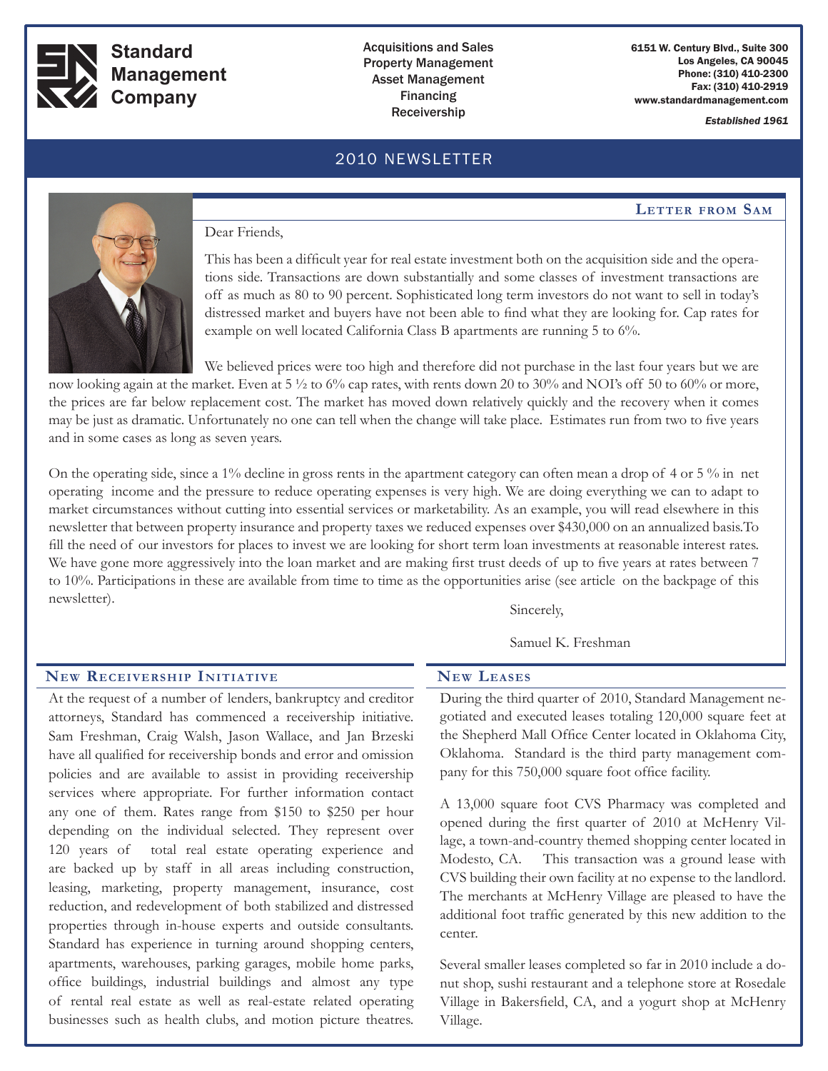**Standard Management Company**

Acquisitions and Sales
Property Management
Asset Management
Financing
Receivership

6151 W. Century Blvd., Suite 300
Los Angeles, CA 90045
Phone: (310) 410-2300
Fax: (310) 410-2919
www.standardmanagement.com

*Established 1961*

# 2010 NEWSLETTER

## Letter from Sam

Dear Friends,

This has been a difficult year for real estate investment both on the acquisition side and the operations side. Transactions are down substantially and some classes of investment transactions are off as much as 80 to 90 percent. Sophisticated long term investors do not want to sell in today's distressed market and buyers have not been able to find what they are looking for. Cap rates for example on well located California Class B apartments are running 5 to 6%.

We believed prices were too high and therefore did not purchase in the last four years but we are now looking again at the market. Even at 5 ½ to 6% cap rates, with rents down 20 to 30% and NOI's off 50 to 60% or more, the prices are far below replacement cost. The market has moved down relatively quickly and the recovery when it comes may be just as dramatic. Unfortunately no one can tell when the change will take place. Estimates run from two to five years and in some cases as long as seven years.

On the operating side, since a 1% decline in gross rents in the apartment category can often mean a drop of 4 or 5 % in net operating income and the pressure to reduce operating expenses is very high. We are doing everything we can to adapt to market circumstances without cutting into essential services or marketability. As an example, you will read elsewhere in this newsletter that between property insurance and property taxes we reduced expenses over $430,000 on an annualized basis.To fill the need of our investors for places to invest we are looking for short term loan investments at reasonable interest rates. We have gone more aggressively into the loan market and are making first trust deeds of up to five years at rates between 7 to 10%. Participations in these are available from time to time as the opportunities arise (see article on the backpage of this newsletter).

Sincerely,

Samuel K. Freshman

## New Receivership Initiative

At the request of a number of lenders, bankruptcy and creditor attorneys, Standard has commenced a receivership initiative. Sam Freshman, Craig Walsh, Jason Wallace, and Jan Brzeski have all qualified for receivership bonds and error and omission policies and are available to assist in providing receivership services where appropriate. For further information contact any one of them. Rates range from $150 to $250 per hour depending on the individual selected. They represent over 120 years of total real estate operating experience and are backed up by staff in all areas including construction, leasing, marketing, property management, insurance, cost reduction, and redevelopment of both stabilized and distressed properties through in-house experts and outside consultants. Standard has experience in turning around shopping centers, apartments, warehouses, parking garages, mobile home parks, office buildings, industrial buildings and almost any type of rental real estate as well as real-estate related operating businesses such as health clubs, and motion picture theatres.

## New Leases

During the third quarter of 2010, Standard Management negotiated and executed leases totaling 120,000 square feet at the Shepherd Mall Office Center located in Oklahoma City, Oklahoma. Standard is the third party management company for this 750,000 square foot office facility.

A 13,000 square foot CVS Pharmacy was completed and opened during the first quarter of 2010 at McHenry Village, a town-and-country themed shopping center located in Modesto, CA. This transaction was a ground lease with CVS building their own facility at no expense to the landlord. The merchants at McHenry Village are pleased to have the additional foot traffic generated by this new addition to the center.

Several smaller leases completed so far in 2010 include a donut shop, sushi restaurant and a telephone store at Rosedale Village in Bakersfield, CA, and a yogurt shop at McHenry Village.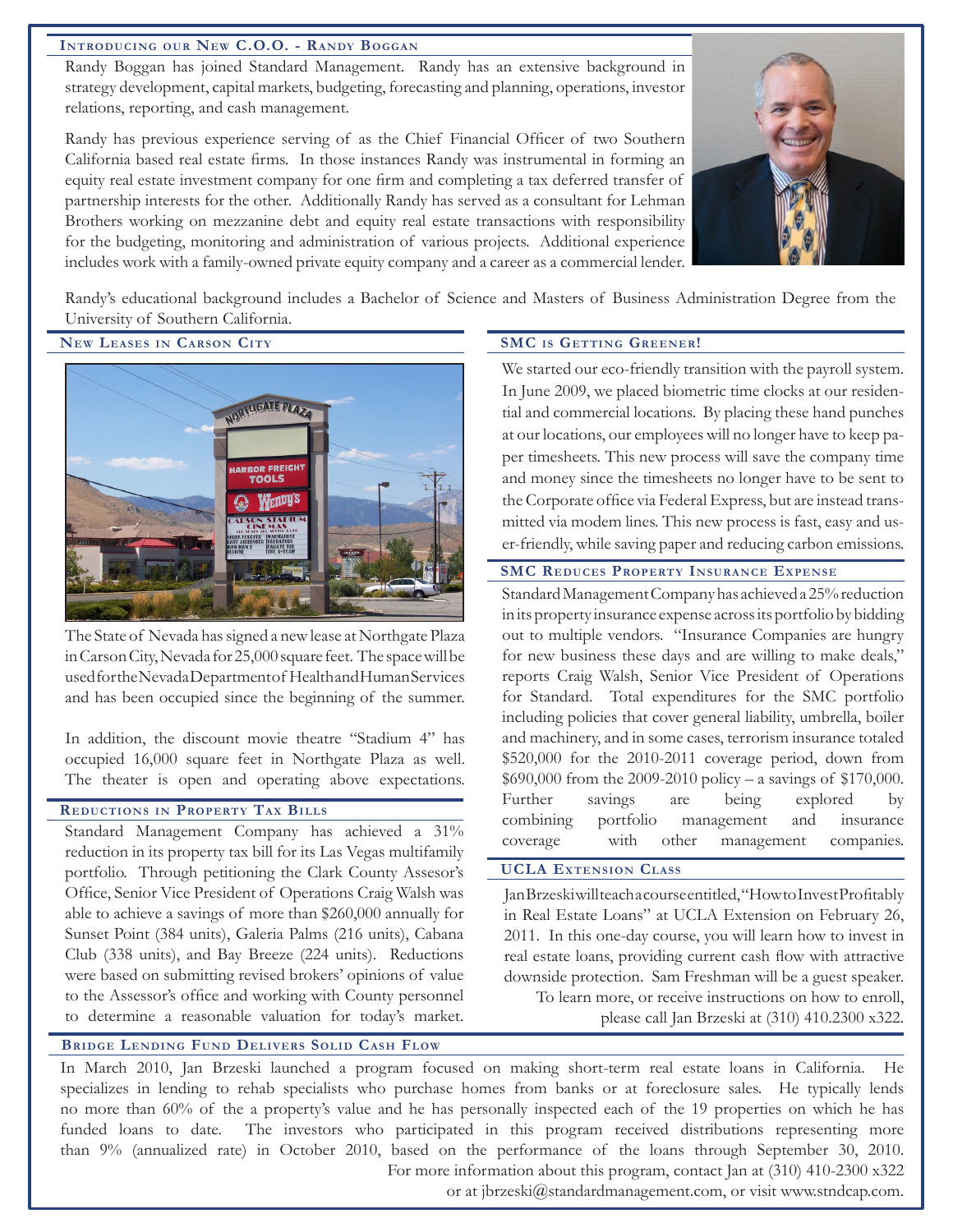## Introducing our New C.O.O. - Randy Boggan

Randy Boggan has joined Standard Management. Randy has an extensive background in strategy development, capital markets, budgeting, forecasting and planning, operations, investor relations, reporting, and cash management.

Randy has previous experience serving of as the Chief Financial Officer of two Southern California based real estate firms. In those instances Randy was instrumental in forming an equity real estate investment company for one firm and completing a tax deferred transfer of partnership interests for the other. Additionally Randy has served as a consultant for Lehman Brothers working on mezzanine debt and equity real estate transactions with responsibility for the budgeting, monitoring and administration of various projects. Additional experience includes work with a family-owned private equity company and a career as a commercial lender.

Randy's educational background includes a Bachelor of Science and Masters of Business Administration Degree from the University of Southern California.

## New Leases in Carson City

The State of Nevada has signed a new lease at Northgate Plaza in Carson City, Nevada for 25,000 square feet. The space will be used for the Nevada Department of Health and Human Services and has been occupied since the beginning of the summer.

In addition, the discount movie theatre "Stadium 4" has occupied 16,000 square feet in Northgate Plaza as well. The theater is open and operating above expectations.

## Reductions in Property Tax Bills

Standard Management Company has achieved a 31% reduction in its property tax bill for its Las Vegas multifamily portfolio. Through petitioning the Clark County Assesor's Office, Senior Vice President of Operations Craig Walsh was able to achieve a savings of more than $260,000 annually for Sunset Point (384 units), Galeria Palms (216 units), Cabana Club (338 units), and Bay Breeze (224 units). Reductions were based on submitting revised brokers' opinions of value to the Assessor's office and working with County personnel to determine a reasonable valuation for today's market.

## SMC is Getting Greener!

We started our eco-friendly transition with the payroll system. In June 2009, we placed biometric time clocks at our residential and commercial locations. By placing these hand punches at our locations, our employees will no longer have to keep paper timesheets. This new process will save the company time and money since the timesheets no longer have to be sent to the Corporate office via Federal Express, but are instead transmitted via modem lines. This new process is fast, easy and user-friendly, while saving paper and reducing carbon emissions.

## SMC Reduces Property Insurance Expense

Standard Management Company has achieved a 25% reduction in its property insurance expense across its portfolio by bidding out to multiple vendors. "Insurance Companies are hungry for new business these days and are willing to make deals," reports Craig Walsh, Senior Vice President of Operations for Standard. Total expenditures for the SMC portfolio including policies that cover general liability, umbrella, boiler and machinery, and in some cases, terrorism insurance totaled $520,000 for the 2010-2011 coverage period, down from $690,000 from the 2009-2010 policy – a savings of $170,000. Further savings are being explored by combining portfolio management and insurance coverage with other management companies.

## UCLA Extension Class

Jan Brzeski will teach a course entitled, "How to Invest Profitably in Real Estate Loans" at UCLA Extension on February 26, 2011. In this one-day course, you will learn how to invest in real estate loans, providing current cash flow with attractive downside protection. Sam Freshman will be a guest speaker. To learn more, or receive instructions on how to enroll, please call Jan Brzeski at (310) 410.2300 x322.

## Bridge Lending Fund Delivers Solid Cash Flow

In March 2010, Jan Brzeski launched a program focused on making short-term real estate loans in California. He specializes in lending to rehab specialists who purchase homes from banks or at foreclosure sales. He typically lends no more than 60% of the a property's value and he has personally inspected each of the 19 properties on which he has funded loans to date. The investors who participated in this program received distributions representing more than 9% (annualized rate) in October 2010, based on the performance of the loans through September 30, 2010. For more information about this program, contact Jan at (310) 410-2300 x322 or at jbrzeski@standardmanagement.com, or visit www.stndcap.com.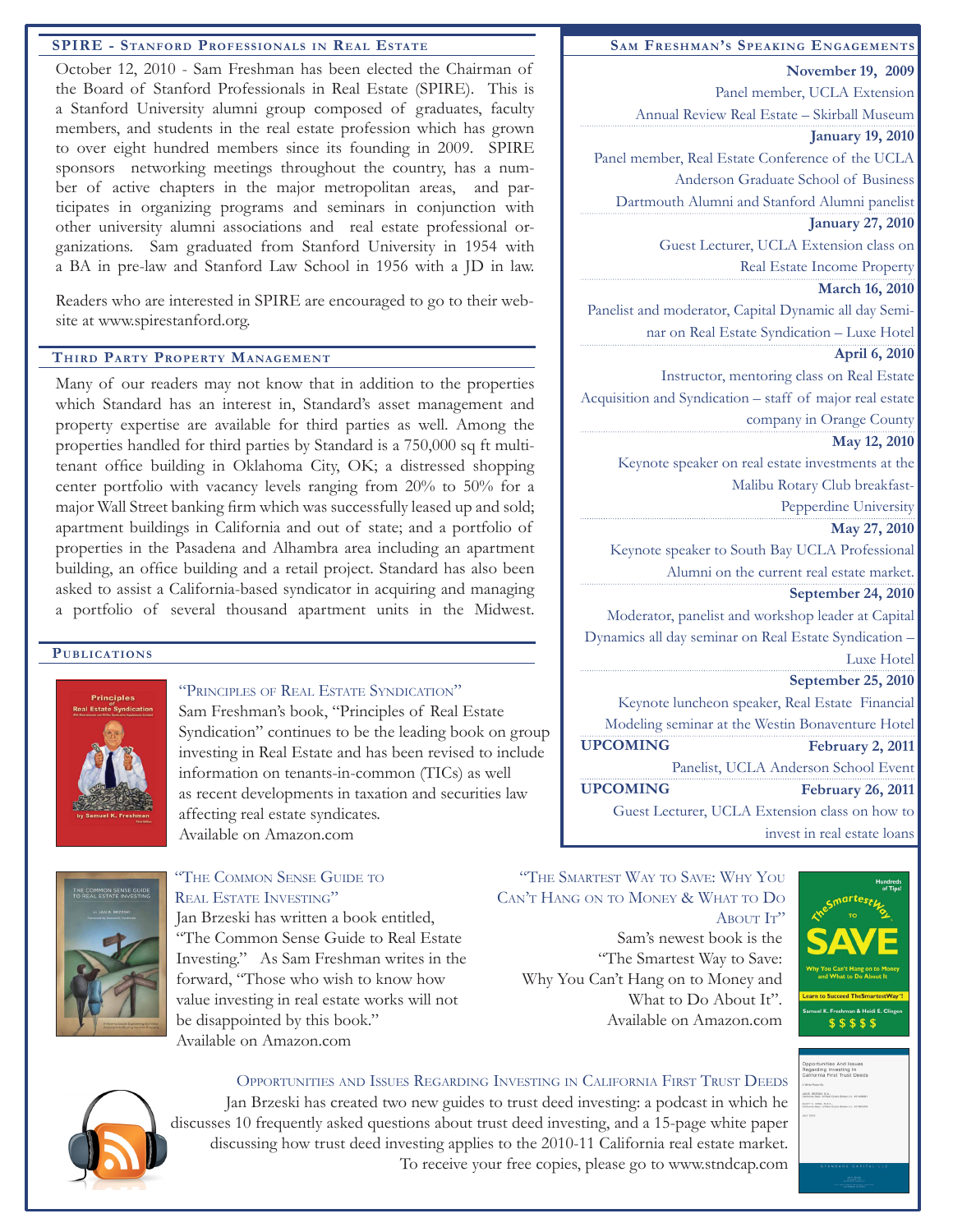## SPIRE - Stanford Professionals in Real Estate

October 12, 2010 - Sam Freshman has been elected the Chairman of the Board of Stanford Professionals in Real Estate (SPIRE). This is a Stanford University alumni group composed of graduates, faculty members, and students in the real estate profession which has grown to over eight hundred members since its founding in 2009. SPIRE sponsors networking meetings throughout the country, has a number of active chapters in the major metropolitan areas, and participates in organizing programs and seminars in conjunction with other university alumni associations and real estate professional organizations. Sam graduated from Stanford University in 1954 with a BA in pre-law and Stanford Law School in 1956 with a JD in law.

Readers who are interested in SPIRE are encouraged to go to their website at www.spirestanford.org.

## Third Party Property Management

Many of our readers may not know that in addition to the properties which Standard has an interest in, Standard's asset management and property expertise are available for third parties as well. Among the properties handled for third parties by Standard is a 750,000 sq ft multi-tenant office building in Oklahoma City, OK; a distressed shopping center portfolio with vacancy levels ranging from 20% to 50% for a major Wall Street banking firm which was successfully leased up and sold; apartment buildings in California and out of state; and a portfolio of properties in the Pasadena and Alhambra area including an apartment building, an office building and a retail project. Standard has also been asked to assist a California-based syndicator in acquiring and managing a portfolio of several thousand apartment units in the Midwest.

## Publications

"Principles of Real Estate Syndication"

Sam Freshman's book, "Principles of Real Estate Syndication" continues to be the leading book on group investing in Real Estate and has been revised to include information on tenants-in-common (TICs) as well as recent developments in taxation and securities law affecting real estate syndicates.
Available on Amazon.com

"The Common Sense Guide to Real Estate Investing"

Jan Brzeski has written a book entitled, "The Common Sense Guide to Real Estate Investing." As Sam Freshman writes in the forward, "Those who wish to know how value investing in real estate works will not be disappointed by this book."
Available on Amazon.com

"The Smartest Way to Save: Why You Can't Hang on to Money & What to Do About It"

Sam's newest book is the "The Smartest Way to Save: Why You Can't Hang on to Money and What to Do About It".
Available on Amazon.com

Opportunities and Issues Regarding Investing in California First Trust Deeds

Jan Brzeski has created two new guides to trust deed investing: a podcast in which he discusses 10 frequently asked questions about trust deed investing, and a 15-page white paper discussing how trust deed investing applies to the 2010-11 California real estate market.
To receive your free copies, please go to www.stndcap.com

## Sam Freshman's Speaking Engagements

**November 19, 2009**
Panel member, UCLA Extension Annual Review Real Estate – Skirball Museum

**January 19, 2010**
Panel member, Real Estate Conference of the UCLA Anderson Graduate School of Business Dartmouth Alumni and Stanford Alumni panelist

**January 27, 2010**
Guest Lecturer, UCLA Extension class on Real Estate Income Property

**March 16, 2010**
Panelist and moderator, Capital Dynamic all day Seminar on Real Estate Syndication – Luxe Hotel

**April 6, 2010**
Instructor, mentoring class on Real Estate Acquisition and Syndication – staff of major real estate company in Orange County

**May 12, 2010**
Keynote speaker on real estate investments at the Malibu Rotary Club breakfast- Pepperdine University

**May 27, 2010**
Keynote speaker to South Bay UCLA Professional Alumni on the current real estate market.

**September 24, 2010**
Moderator, panelist and workshop leader at Capital Dynamics all day seminar on Real Estate Syndication – Luxe Hotel

**September 25, 2010**
Keynote luncheon speaker, Real Estate Financial Modeling seminar at the Westin Bonaventure Hotel

**UPCOMING February 2, 2011**
Panelist, UCLA Anderson School Event

**UPCOMING February 26, 2011**
Guest Lecturer, UCLA Extension class on how to invest in real estate loans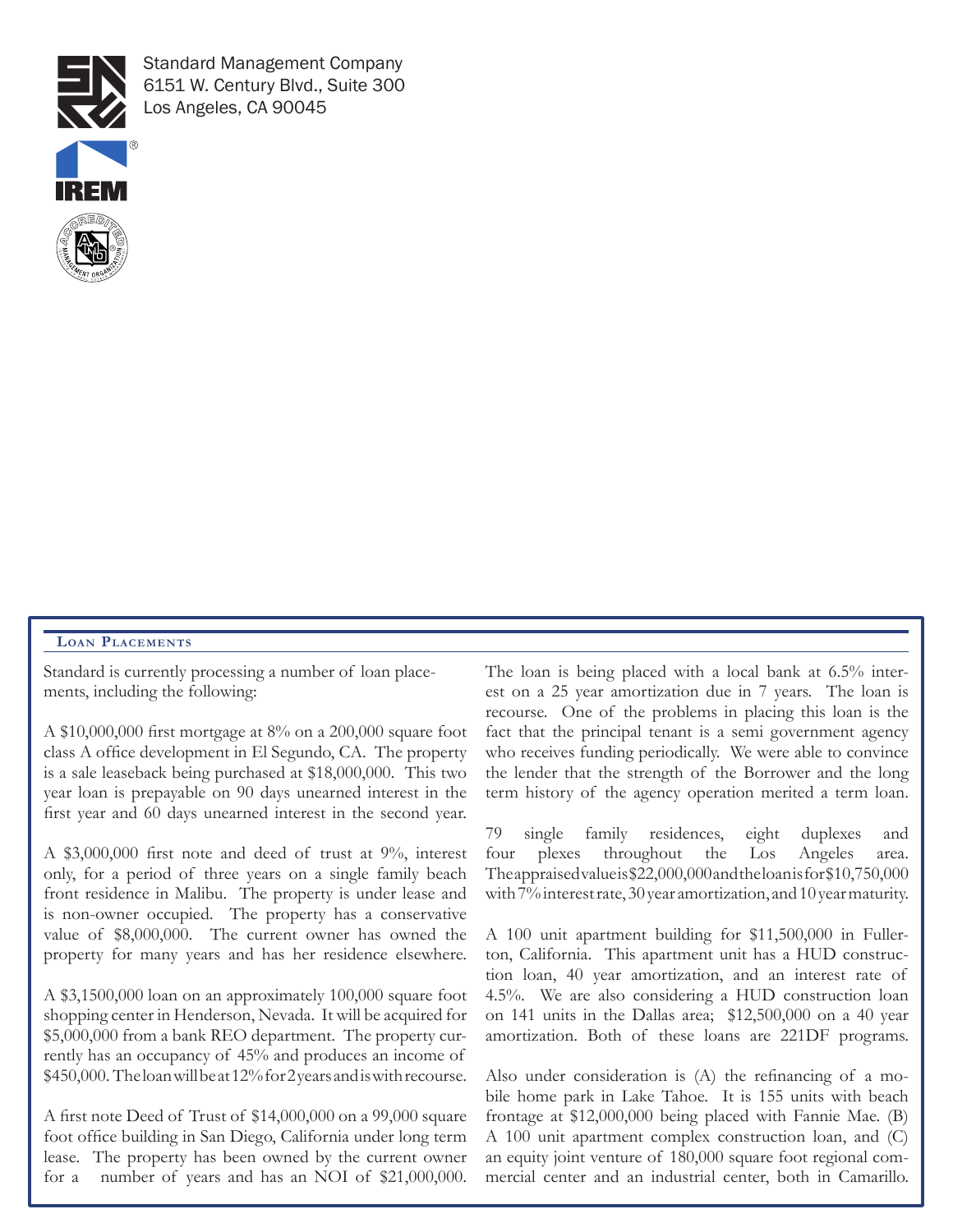Standard Management Company
6151 W. Century Blvd., Suite 300
Los Angeles, CA 90045

IREM

## Loan Placements

Standard is currently processing a number of loan placements, including the following:

A $10,000,000 first mortgage at 8% on a 200,000 square foot class A office development in El Segundo, CA. The property is a sale leaseback being purchased at $18,000,000. This two year loan is prepayable on 90 days unearned interest in the first year and 60 days unearned interest in the second year.

A $3,000,000 first note and deed of trust at 9%, interest only, for a period of three years on a single family beach front residence in Malibu. The property is under lease and is non-owner occupied. The property has a conservative value of $8,000,000. The current owner has owned the property for many years and has her residence elsewhere.

A $3,1500,000 loan on an approximately 100,000 square foot shopping center in Henderson, Nevada. It will be acquired for $5,000,000 from a bank REO department. The property currently has an occupancy of 45% and produces an income of $450,000. The loan will be at 12% for 2 years and is with recourse.

A first note Deed of Trust of $14,000,000 on a 99,000 square foot office building in San Diego, California under long term lease. The property has been owned by the current owner for a number of years and has an NOI of $21,000,000. The loan is being placed with a local bank at 6.5% interest on a 25 year amortization due in 7 years. The loan is recourse. One of the problems in placing this loan is the fact that the principal tenant is a semi government agency who receives funding periodically. We were able to convince the lender that the strength of the Borrower and the long term history of the agency operation merited a term loan.

79 single family residences, eight duplexes and four plexes throughout the Los Angeles area. The appraised value is $22,000,000 and the loan is for $10,750,000 with 7% interest rate, 30 year amortization, and 10 year maturity.

A 100 unit apartment building for $11,500,000 in Fullerton, California. This apartment unit has a HUD construction loan, 40 year amortization, and an interest rate of 4.5%. We are also considering a HUD construction loan on 141 units in the Dallas area; $12,500,000 on a 40 year amortization. Both of these loans are 221DF programs.

Also under consideration is (A) the refinancing of a mobile home park in Lake Tahoe. It is 155 units with beach frontage at $12,000,000 being placed with Fannie Mae. (B) A 100 unit apartment complex construction loan, and (C) an equity joint venture of 180,000 square foot regional commercial center and an industrial center, both in Camarillo.